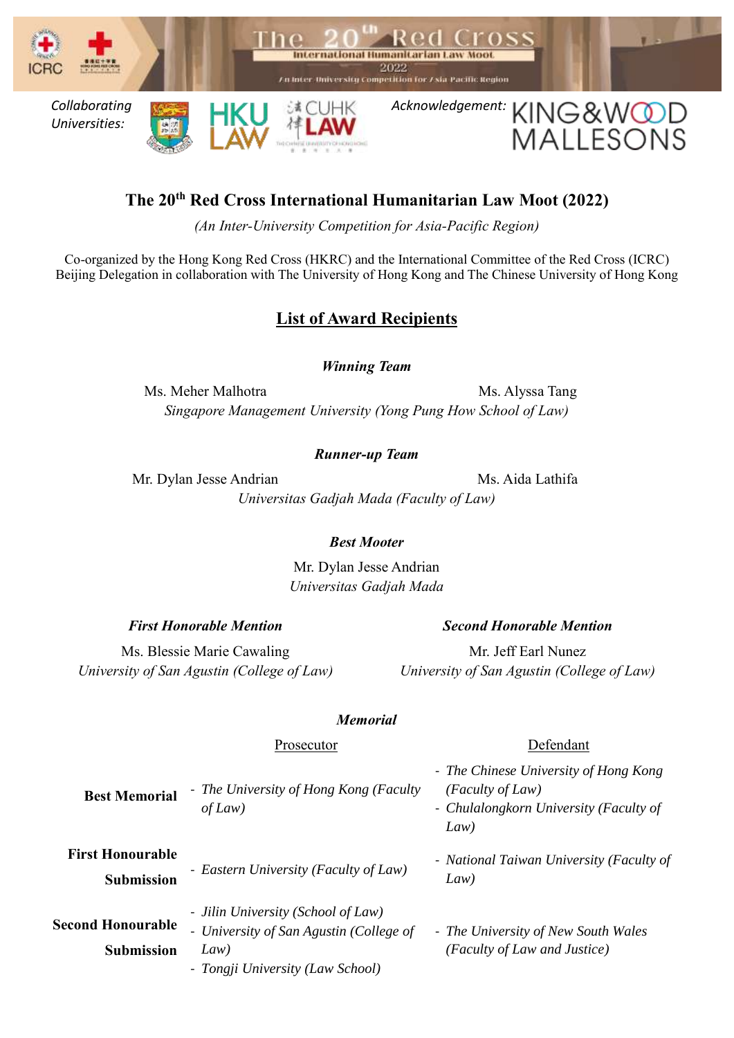Collaborating Universities:

Acknowledgement: KING&WOOD MALLESONS

# The 20th Red Cross International Humanitarian Law Moot (2022)

*(An Inter-University Competition for Asia-Pacific Region)*

Co-organized by the Hong Kong Red Cross (HKRC) and the International Committee of the Red Cross (ICRC) Beijing Delegation in collaboration with The University of Hong Kong and The Chinese University of Hong Kong

## List of Award Recipients

### *Winning Team*

Ms. Meher Malhotra — Ms. Alyssa Tang

*Singapore Management University (Yong Pung How School of Law)*

### *Runner-up Team*

Mr. Dylan Jesse Andrian — Ms. Aida Lathifa

*Universitas Gadjah Mada (Faculty of Law)*

### *Best Mooter*

Mr. Dylan Jesse Andrian

*Universitas Gadjah Mada*

### *First Honorable Mention*

Ms. Blessie Marie Cawaling

*University of San Agustin (College of Law)*

### *Second Honorable Mention*

Mr. Jeff Earl Nunez

*University of San Agustin (College of Law)*

### *Memorial*

| | Prosecutor | Defendant |
|---|---|---|
| **Best Memorial** | - *The University of Hong Kong (Faculty of Law)* | - *The Chinese University of Hong Kong (Faculty of Law)*<br>- *Chulalongkorn University (Faculty of Law)* |
| **First Honourable Submission** | - *Eastern University (Faculty of Law)* | - *National Taiwan University (Faculty of Law)* |
| **Second Honourable Submission** | - *Jilin University (School of Law)*<br>- *University of San Agustin (College of Law)*<br>- *Tongji University (Law School)* | - *The University of New South Wales (Faculty of Law and Justice)* |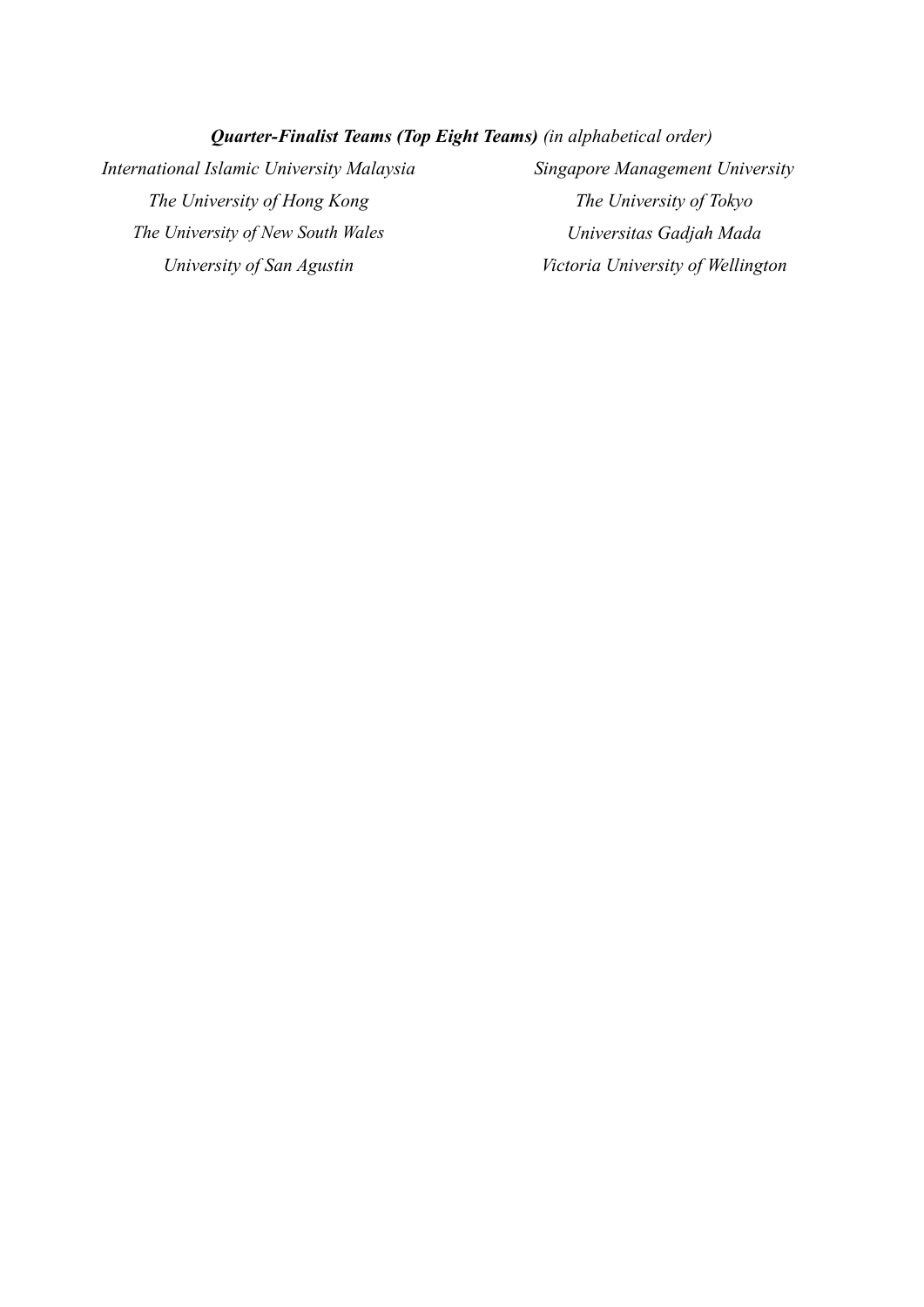***Quarter-Finalist Teams (Top Eight Teams)*** *(in alphabetical order)*

*International Islamic University Malaysia*

*The University of Hong Kong*

*The University of New South Wales*

*University of San Agustin*

*Singapore Management University*

*The University of Tokyo*

*Universitas Gadjah Mada*

*Victoria University of Wellington*